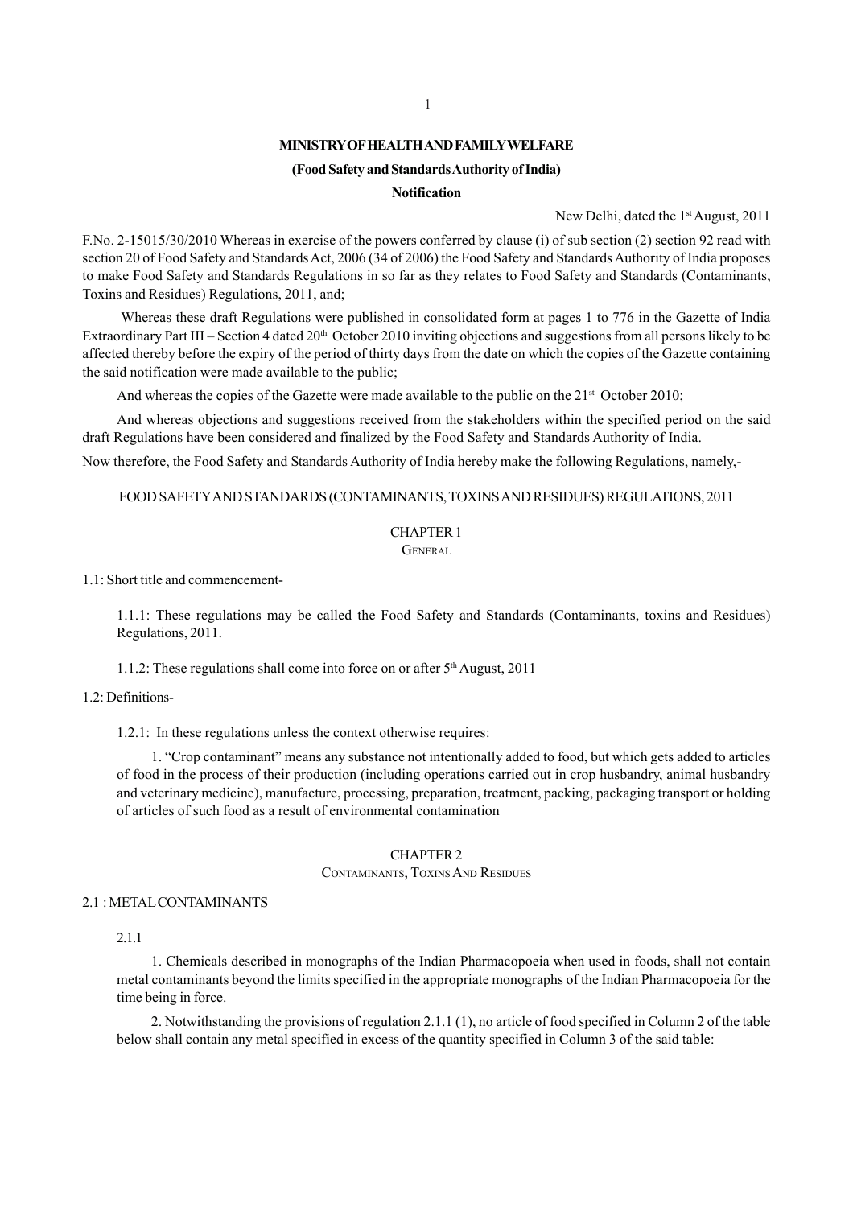**MINISTRY OF HEALTH AND FAMILY WELFARE**

**(Food Safety and Standards Authority of India)**

**Notification**

New Delhi, dated the 1st August, 2011

F.No. 2-15015/30/2010 Whereas in exercise of the powers conferred by clause (i) of sub section (2) section 92 read with section 20 of Food Safety and Standards Act, 2006 (34 of 2006) the Food Safety and Standards Authority of India proposes to make Food Safety and Standards Regulations in so far as they relates to Food Safety and Standards (Contaminants, Toxins and Residues) Regulations, 2011, and;

Whereas these draft Regulations were published in consolidated form at pages 1 to 776 in the Gazette of India Extraordinary Part III – Section 4 dated 20th October 2010 inviting objections and suggestions from all persons likely to be affected thereby before the expiry of the period of thirty days from the date on which the copies of the Gazette containing the said notification were made available to the public;

And whereas the copies of the Gazette were made available to the public on the 21st October 2010;

And whereas objections and suggestions received from the stakeholders within the specified period on the said draft Regulations have been considered and finalized by the Food Safety and Standards Authority of India.

Now therefore, the Food Safety and Standards Authority of India hereby make the following Regulations, namely,-

FOOD SAFETY AND STANDARDS (CONTAMINANTS, TOXINS AND RESIDUES) REGULATIONS, 2011

## CHAPTER 1
### GENERAL

1.1: Short title and commencement-

1.1.1: These regulations may be called the Food Safety and Standards (Contaminants, toxins and Residues) Regulations, 2011.

1.1.2: These regulations shall come into force on or after 5th August, 2011

1.2: Definitions-

1.2.1: In these regulations unless the context otherwise requires:

1. "Crop contaminant" means any substance not intentionally added to food, but which gets added to articles of food in the process of their production (including operations carried out in crop husbandry, animal husbandry and veterinary medicine), manufacture, processing, preparation, treatment, packing, packaging transport or holding of articles of such food as a result of environmental contamination

## CHAPTER 2
### CONTAMINANTS, TOXINS AND RESIDUES

2.1 : METAL CONTAMINANTS

2.1.1

1. Chemicals described in monographs of the Indian Pharmacopoeia when used in foods, shall not contain metal contaminants beyond the limits specified in the appropriate monographs of the Indian Pharmacopoeia for the time being in force.

2. Notwithstanding the provisions of regulation 2.1.1 (1), no article of food specified in Column 2 of the table below shall contain any metal specified in excess of the quantity specified in Column 3 of the said table: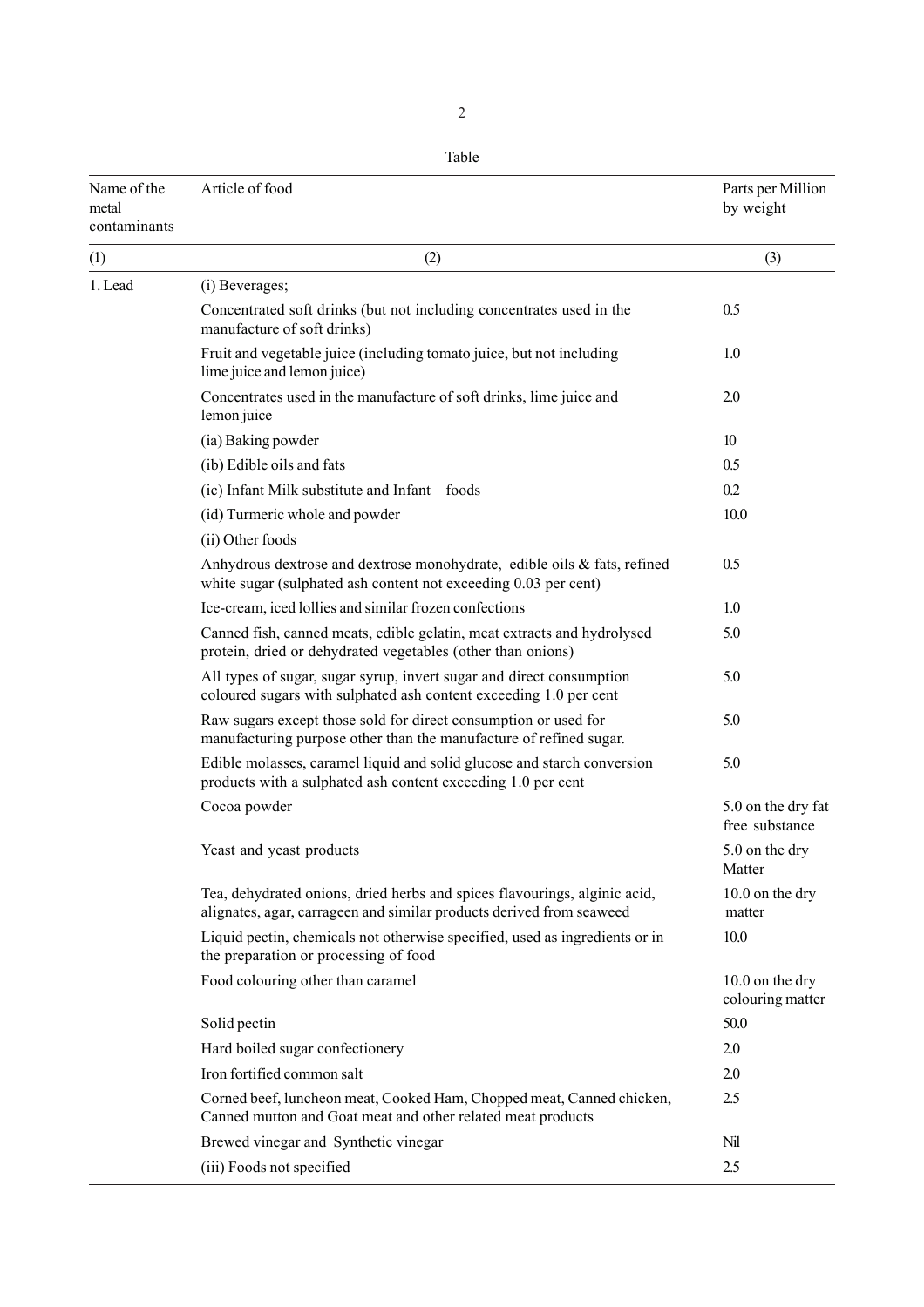Table

| Name of the metal contaminants | Article of food | Parts per Million by weight |
|---|---|---|
| (1) | (2) | (3) |
| 1. Lead | (i) Beverages; | |
| | Concentrated soft drinks (but not including concentrates used in the manufacture of soft drinks) | 0.5 |
| | Fruit and vegetable juice (including tomato juice, but not including lime juice and lemon juice) | 1.0 |
| | Concentrates used in the manufacture of soft drinks, lime juice and lemon juice | 2.0 |
| | (ia) Baking powder | 10 |
| | (ib) Edible oils and fats | 0.5 |
| | (ic) Infant Milk substitute and Infant foods | 0.2 |
| | (id) Turmeric whole and powder | 10.0 |
| | (ii) Other foods | |
| | Anhydrous dextrose and dextrose monohydrate, edible oils & fats, refined white sugar (sulphated ash content not exceeding 0.03 per cent) | 0.5 |
| | Ice-cream, iced lollies and similar frozen confections | 1.0 |
| | Canned fish, canned meats, edible gelatin, meat extracts and hydrolysed protein, dried or dehydrated vegetables (other than onions) | 5.0 |
| | All types of sugar, sugar syrup, invert sugar and direct consumption coloured sugars with sulphated ash content exceeding 1.0 per cent | 5.0 |
| | Raw sugars except those sold for direct consumption or used for manufacturing purpose other than the manufacture of refined sugar. | 5.0 |
| | Edible molasses, caramel liquid and solid glucose and starch conversion products with a sulphated ash content exceeding 1.0 per cent | 5.0 |
| | Cocoa powder | 5.0 on the dry fat free substance |
| | Yeast and yeast products | 5.0 on the dry Matter |
| | Tea, dehydrated onions, dried herbs and spices flavourings, alginic acid, alignates, agar, carrageen and similar products derived from seaweed | 10.0 on the dry matter |
| | Liquid pectin, chemicals not otherwise specified, used as ingredients or in the preparation or processing of food | 10.0 |
| | Food colouring other than caramel | 10.0 on the dry colouring matter |
| | Solid pectin | 50.0 |
| | Hard boiled sugar confectionery | 2.0 |
| | Iron fortified common salt | 2.0 |
| | Corned beef, luncheon meat, Cooked Ham, Chopped meat, Canned chicken, Canned mutton and Goat meat and other related meat products | 2.5 |
| | Brewed vinegar and Synthetic vinegar | Nil |
| | (iii) Foods not specified | 2.5 |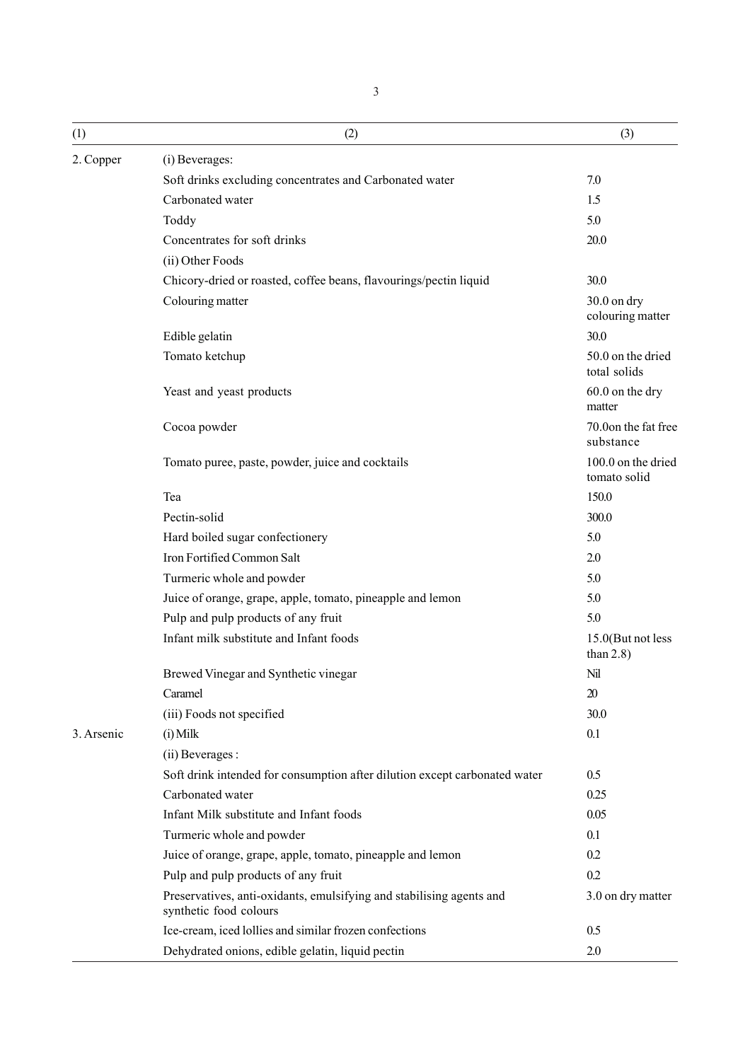| (1) | (2) | (3) |
|---|---|---|
| 2. Copper | (i) Beverages: | |
| | Soft drinks excluding concentrates and Carbonated water | 7.0 |
| | Carbonated water | 1.5 |
| | Toddy | 5.0 |
| | Concentrates for soft drinks | 20.0 |
| | (ii) Other Foods | |
| | Chicory-dried or roasted, coffee beans, flavourings/pectin liquid | 30.0 |
| | Colouring matter | 30.0 on dry colouring matter |
| | Edible gelatin | 30.0 |
| | Tomato ketchup | 50.0 on the dried total solids |
| | Yeast and yeast products | 60.0 on the dry matter |
| | Cocoa powder | 70.0on the fat free substance |
| | Tomato puree, paste, powder, juice and cocktails | 100.0 on the dried tomato solid |
| | Tea | 150.0 |
| | Pectin-solid | 300.0 |
| | Hard boiled sugar confectionery | 5.0 |
| | Iron Fortified Common Salt | 2.0 |
| | Turmeric whole and powder | 5.0 |
| | Juice of orange, grape, apple, tomato, pineapple and lemon | 5.0 |
| | Pulp and pulp products of any fruit | 5.0 |
| | Infant milk substitute and Infant foods | 15.0(But not less than 2.8) |
| | Brewed Vinegar and Synthetic vinegar | Nil |
| | Caramel | 20 |
| | (iii) Foods not specified | 30.0 |
| 3. Arsenic | (i) Milk | 0.1 |
| | (ii) Beverages : | |
| | Soft drink intended for consumption after dilution except carbonated water | 0.5 |
| | Carbonated water | 0.25 |
| | Infant Milk substitute and Infant foods | 0.05 |
| | Turmeric whole and powder | 0.1 |
| | Juice of orange, grape, apple, tomato, pineapple and lemon | 0.2 |
| | Pulp and pulp products of any fruit | 0.2 |
| | Preservatives, anti-oxidants, emulsifying and stabilising agents and synthetic food colours | 3.0 on dry matter |
| | Ice-cream, iced lollies and similar frozen confections | 0.5 |
| | Dehydrated onions, edible gelatin, liquid pectin | 2.0 |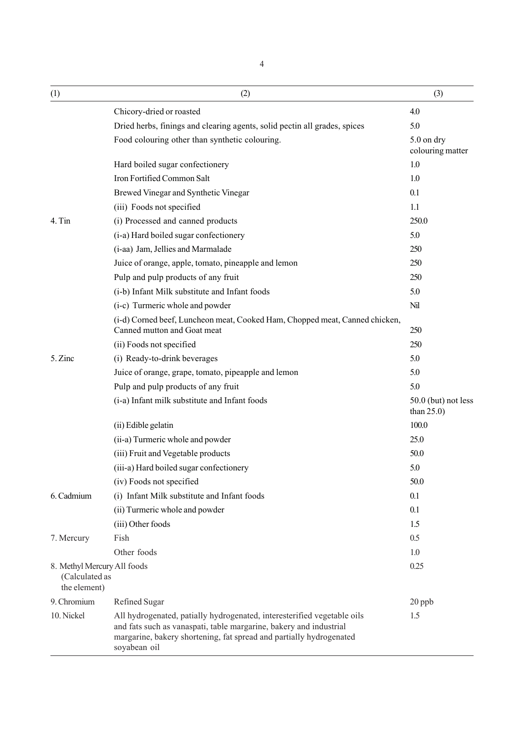| (1) | (2) | (3) |
|---|---|---|
| | Chicory-dried or roasted | 4.0 |
| | Dried herbs, finings and clearing agents, solid pectin all grades, spices | 5.0 |
| | Food colouring other than synthetic colouring. | 5.0 on dry colouring matter |
| | Hard boiled sugar confectionery | 1.0 |
| | Iron Fortified Common Salt | 1.0 |
| | Brewed Vinegar and Synthetic Vinegar | 0.1 |
| | (iii) Foods not specified | 1.1 |
| 4. Tin | (i) Processed and canned products | 250.0 |
| | (i-a) Hard boiled sugar confectionery | 5.0 |
| | (i-aa) Jam, Jellies and Marmalade | 250 |
| | Juice of orange, apple, tomato, pineapple and lemon | 250 |
| | Pulp and pulp products of any fruit | 250 |
| | (i-b) Infant Milk substitute and Infant foods | 5.0 |
| | (i-c) Turmeric whole and powder | Nil |
| | (i-d) Corned beef, Luncheon meat, Cooked Ham, Chopped meat, Canned chicken, Canned mutton and Goat meat | 250 |
| | (ii) Foods not specified | 250 |
| 5. Zinc | (i) Ready-to-drink beverages | 5.0 |
| | Juice of orange, grape, tomato, pipeapple and lemon | 5.0 |
| | Pulp and pulp products of any fruit | 5.0 |
| | (i-a) Infant milk substitute and Infant foods | 50.0 (but) not less than 25.0) |
| | (ii) Edible gelatin | 100.0 |
| | (ii-a) Turmeric whole and powder | 25.0 |
| | (iii) Fruit and Vegetable products | 50.0 |
| | (iii-a) Hard boiled sugar confectionery | 5.0 |
| | (iv) Foods not specified | 50.0 |
| 6. Cadmium | (i) Infant Milk substitute and Infant foods | 0.1 |
| | (ii) Turmeric whole and powder | 0.1 |
| | (iii) Other foods | 1.5 |
| 7. Mercury | Fish | 0.5 |
| | Other foods | 1.0 |
| 8. Methyl Mercury (Calculated as the element) | All foods | 0.25 |
| 9. Chromium | Refined Sugar | 20 ppb |
| 10. Nickel | All hydrogenated, patially hydrogenated, interesterified vegetable oils and fats such as vanaspati, table margarine, bakery and industrial margarine, bakery shortening, fat spread and partially hydrogenated soyabean oil | 1.5 |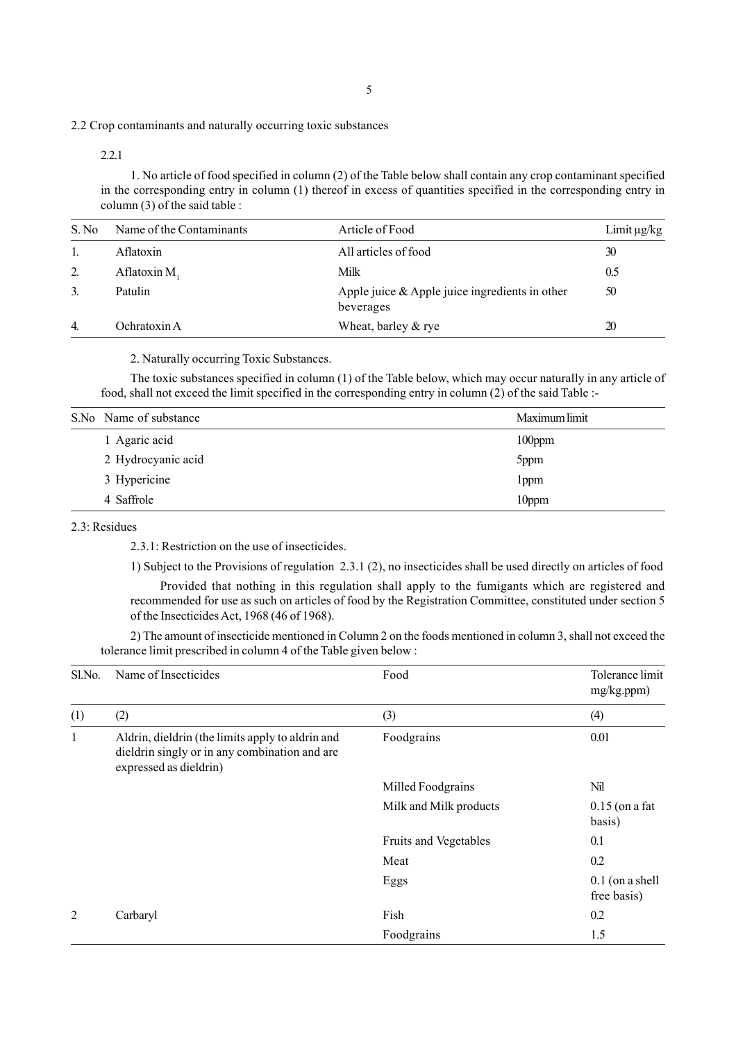2.2 Crop contaminants and naturally occurring toxic substances

2.2.1

1. No article of food specified in column (2) of the Table below shall contain any crop contaminant specified in the corresponding entry in column (1) thereof in excess of quantities specified in the corresponding entry in column (3) of the said table :

| S. No | Name of the Contaminants | Article of Food | Limit µg/kg |
|---|---|---|---|
| 1. | Aflatoxin | All articles of food | 30 |
| 2. | Aflatoxin $M_1$ | Milk | 0.5 |
| 3. | Patulin | Apple juice & Apple juice ingredients in other beverages | 50 |
| 4. | Ochratoxin A | Wheat, barley & rye | 20 |

2. Naturally occurring Toxic Substances.

The toxic substances specified in column (1) of the Table below, which may occur naturally in any article of food, shall not exceed the limit specified in the corresponding entry in column (2) of the said Table :-

| S.No | Name of substance | Maximum limit |
|---|---|---|
| 1 | Agaric acid | 100ppm |
| 2 | Hydrocyanic acid | 5ppm |
| 3 | Hypericine | 1ppm |
| 4 | Saffrole | 10ppm |

2.3: Residues

2.3.1: Restriction on the use of insecticides.

1) Subject to the Provisions of regulation 2.3.1 (2), no insecticides shall be used directly on articles of food

Provided that nothing in this regulation shall apply to the fumigants which are registered and recommended for use as such on articles of food by the Registration Committee, constituted under section 5 of the Insecticides Act, 1968 (46 of 1968).

2) The amount of insecticide mentioned in Column 2 on the foods mentioned in column 3, shall not exceed the tolerance limit prescribed in column 4 of the Table given below :

| Sl.No. | Name of Insecticides | Food | Tolerance limit mg/kg.ppm) |
|---|---|---|---|
| (1) | (2) | (3) | (4) |
| 1 | Aldrin, dieldrin (the limits apply to aldrin and dieldrin singly or in any combination and are expressed as dieldrin) | Foodgrains | 0.01 |
| | | Milled Foodgrains | Nil |
| | | Milk and Milk products | 0.15 (on a fat basis) |
| | | Fruits and Vegetables | 0.1 |
| | | Meat | 0.2 |
| | | Eggs | 0.1 (on a shell free basis) |
| 2 | Carbaryl | Fish | 0.2 |
| | | Foodgrains | 1.5 |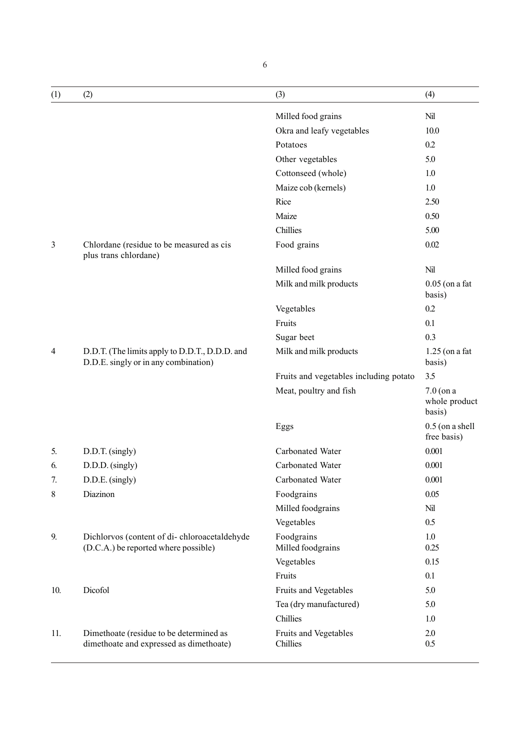| (1) | (2) | (3) | (4) |
|---|---|---|---|
| | | Milled food grains | Nil |
| | | Okra and leafy vegetables | 10.0 |
| | | Potatoes | 0.2 |
| | | Other vegetables | 5.0 |
| | | Cottonseed (whole) | 1.0 |
| | | Maize cob (kernels) | 1.0 |
| | | Rice | 2.50 |
| | | Maize | 0.50 |
| | | Chillies | 5.00 |
| 3 | Chlordane (residue to be measured as cis plus trans chlordane) | Food grains | 0.02 |
| | | Milled food grains | Nil |
| | | Milk and milk products | 0.05 (on a fat basis) |
| | | Vegetables | 0.2 |
| | | Fruits | 0.1 |
| | | Sugar beet | 0.3 |
| 4 | D.D.T. (The limits apply to D.D.T., D.D.D. and D.D.E. singly or in any combination) | Milk and milk products | 1.25 (on a fat basis) |
| | | Fruits and vegetables including potato | 3.5 |
| | | Meat, poultry and fish | 7.0 (on a whole product basis) |
| | | Eggs | 0.5 (on a shell free basis) |
| 5. | D.D.T. (singly) | Carbonated Water | 0.001 |
| 6. | D.D.D. (singly) | Carbonated Water | 0.001 |
| 7. | D.D.E. (singly) | Carbonated Water | 0.001 |
| 8 | Diazinon | Foodgrains | 0.05 |
| | | Milled foodgrains | Nil |
| | | Vegetables | 0.5 |
| 9. | Dichlorvos (content of di- chloroacetaldehyde (D.C.A.) be reported where possible) | Foodgrains | 1.0 |
| | | Milled foodgrains | 0.25 |
| | | Vegetables | 0.15 |
| | | Fruits | 0.1 |
| 10. | Dicofol | Fruits and Vegetables | 5.0 |
| | | Tea (dry manufactured) | 5.0 |
| | | Chillies | 1.0 |
| 11. | Dimethoate (residue to be determined as dimethoate and expressed as dimethoate) | Fruits and Vegetables | 2.0 |
| | | Chillies | 0.5 |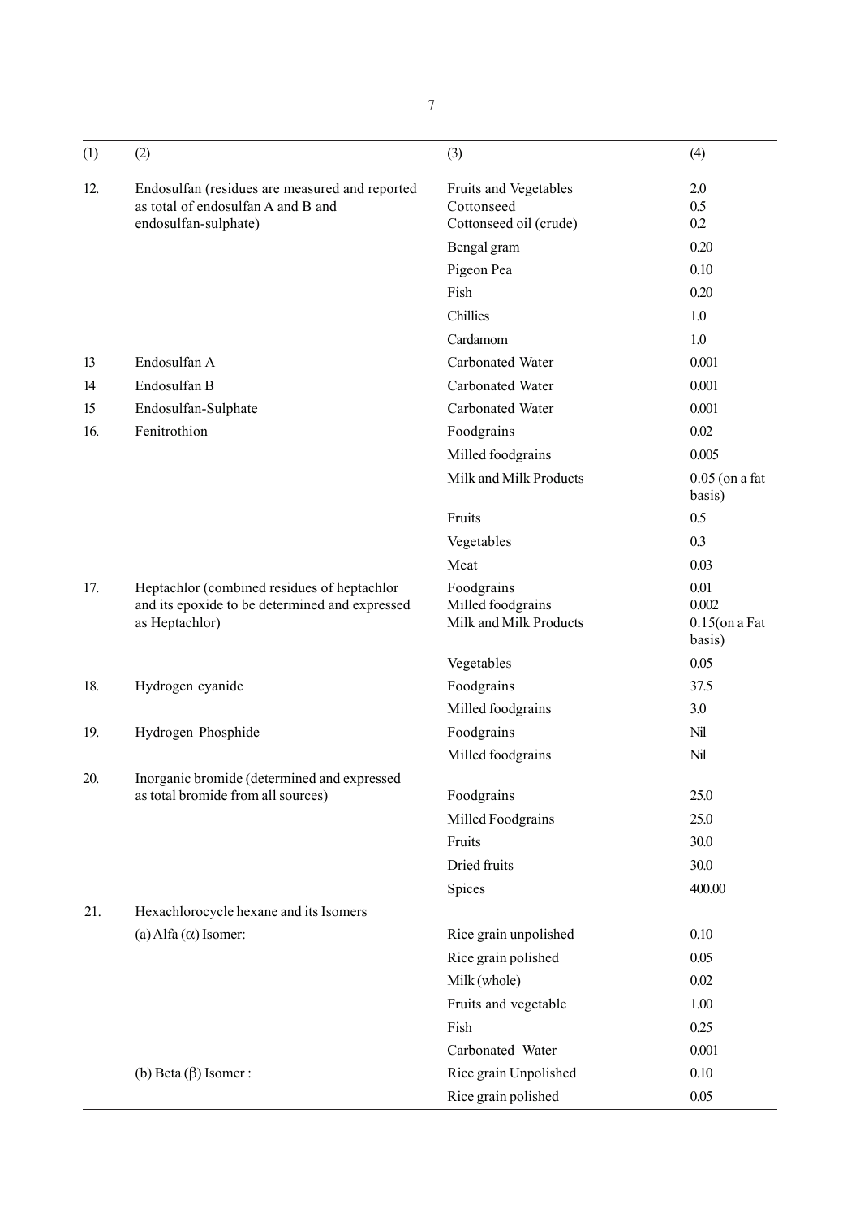| (1) | (2) | (3) | (4) |
|---|---|---|---|
| 12. | Endosulfan (residues are measured and reported as total of endosulfan A and B and endosulfan-sulphate) | Fruits and Vegetables | 2.0 |
| | | Cottonseed | 0.5 |
| | | Cottonseed oil (crude) | 0.2 |
| | | Bengal gram | 0.20 |
| | | Pigeon Pea | 0.10 |
| | | Fish | 0.20 |
| | | Chillies | 1.0 |
| | | Cardamom | 1.0 |
| 13 | Endosulfan A | Carbonated Water | 0.001 |
| 14 | Endosulfan B | Carbonated Water | 0.001 |
| 15 | Endosulfan-Sulphate | Carbonated Water | 0.001 |
| 16. | Fenitrothion | Foodgrains | 0.02 |
| | | Milled foodgrains | 0.005 |
| | | Milk and Milk Products | 0.05 (on a fat basis) |
| | | Fruits | 0.5 |
| | | Vegetables | 0.3 |
| | | Meat | 0.03 |
| 17. | Heptachlor (combined residues of heptachlor and its epoxide to be determined and expressed as Heptachlor) | Foodgrains | 0.01 |
| | | Milled foodgrains | 0.002 |
| | | Milk and Milk Products | 0.15(on a Fat basis) |
| | | Vegetables | 0.05 |
| 18. | Hydrogen cyanide | Foodgrains | 37.5 |
| | | Milled foodgrains | 3.0 |
| 19. | Hydrogen Phosphide | Foodgrains | Nil |
| | | Milled foodgrains | Nil |
| 20. | Inorganic bromide (determined and expressed as total bromide from all sources) | Foodgrains | 25.0 |
| | | Milled Foodgrains | 25.0 |
| | | Fruits | 30.0 |
| | | Dried fruits | 30.0 |
| | | Spices | 400.00 |
| 21. | Hexachlorocycle hexane and its Isomers | | |
| | (a) Alfa ($\alpha$) Isomer: | Rice grain unpolished | 0.10 |
| | | Rice grain polished | 0.05 |
| | | Milk (whole) | 0.02 |
| | | Fruits and vegetable | 1.00 |
| | | Fish | 0.25 |
| | | Carbonated Water | 0.001 |
| | (b) Beta ($\beta$) Isomer : | Rice grain Unpolished | 0.10 |
| | | Rice grain polished | 0.05 |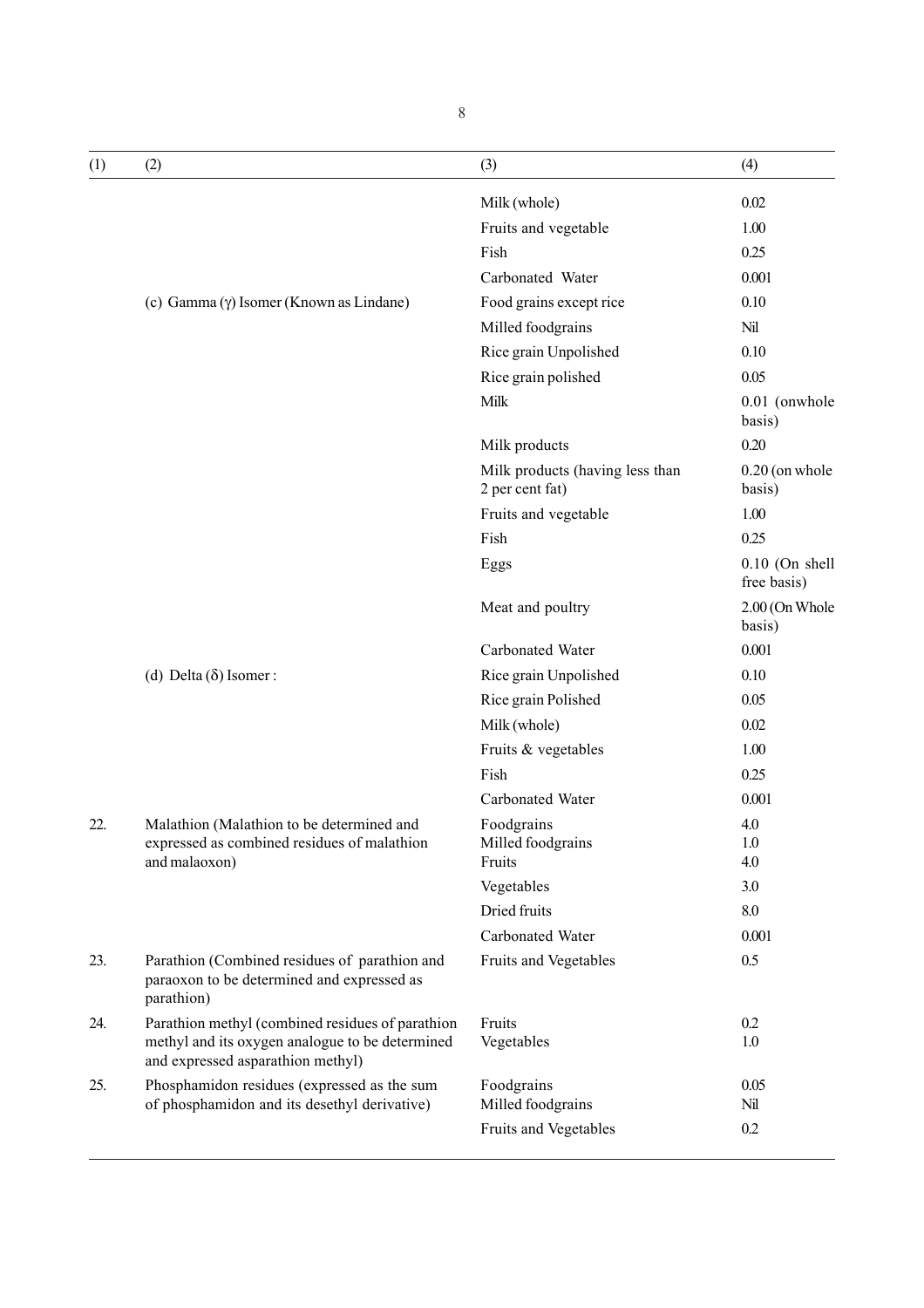| (1) | (2) | (3) | (4) |
|---|---|---|---|
| | | Milk (whole) | 0.02 |
| | | Fruits and vegetable | 1.00 |
| | | Fish | 0.25 |
| | | Carbonated Water | 0.001 |
| | (c) Gamma (γ) Isomer (Known as Lindane) | Food grains except rice | 0.10 |
| | | Milled foodgrains | Nil |
| | | Rice grain Unpolished | 0.10 |
| | | Rice grain polished | 0.05 |
| | | Milk | 0.01 (onwhole basis) |
| | | Milk products | 0.20 |
| | | Milk products (having less than 2 per cent fat) | 0.20 (on whole basis) |
| | | Fruits and vegetable | 1.00 |
| | | Fish | 0.25 |
| | | Eggs | 0.10 (On shell free basis) |
| | | Meat and poultry | 2.00 (On Whole basis) |
| | | Carbonated Water | 0.001 |
| | (d) Delta (δ) Isomer : | Rice grain Unpolished | 0.10 |
| | | Rice grain Polished | 0.05 |
| | | Milk (whole) | 0.02 |
| | | Fruits & vegetables | 1.00 |
| | | Fish | 0.25 |
| | | Carbonated Water | 0.001 |
| 22. | Malathion (Malathion to be determined and expressed as combined residues of malathion and malaoxon) | Foodgrains<br>Milled foodgrains<br>Fruits | 4.0<br>1.0<br>4.0 |
| | | Vegetables | 3.0 |
| | | Dried fruits | 8.0 |
| | | Carbonated Water | 0.001 |
| 23. | Parathion (Combined residues of parathion and paraoxon to be determined and expressed as parathion) | Fruits and Vegetables | 0.5 |
| 24. | Parathion methyl (combined residues of parathion methyl and its oxygen analogue to be determined and expressed asparathion methyl) | Fruits<br>Vegetables | 0.2<br>1.0 |
| 25. | Phosphamidon residues (expressed as the sum of phosphamidon and its desethyl derivative) | Foodgrains<br>Milled foodgrains | 0.05<br>Nil |
| | | Fruits and Vegetables | 0.2 |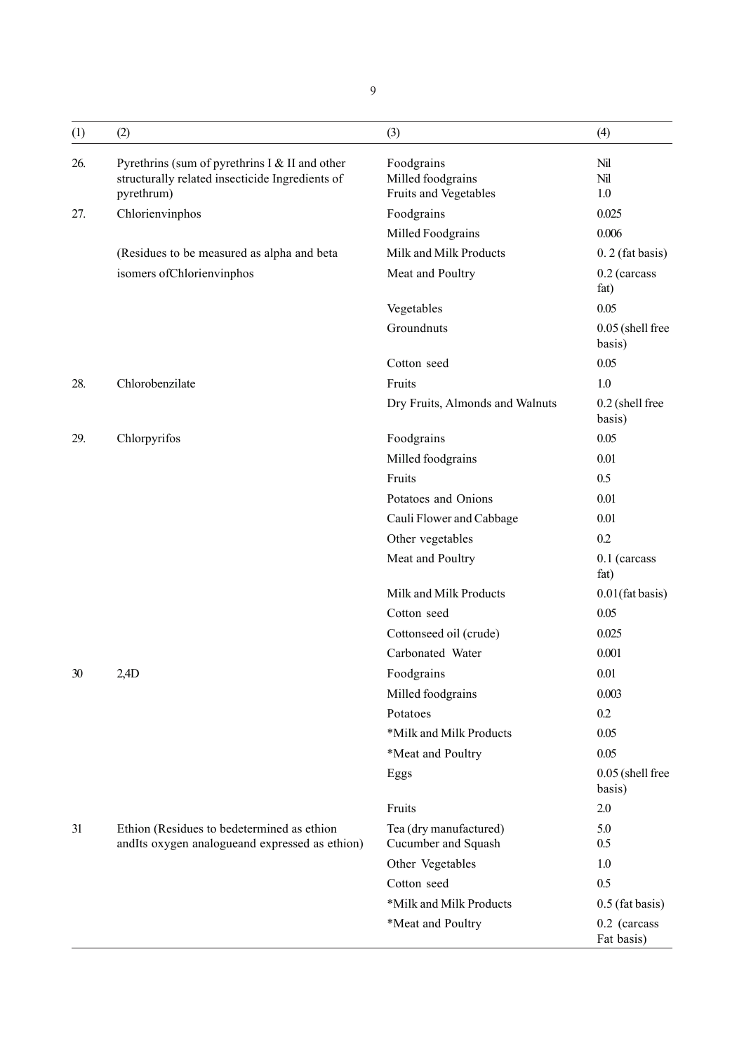| (1) | (2) | (3) | (4) |
|---|---|---|---|
| 26. | Pyrethrins (sum of pyrethrins I & II and other structurally related insecticide Ingredients of pyrethrum) | Foodgrains | Nil |
| | | Milled foodgrains | Nil |
| | | Fruits and Vegetables | 1.0 |
| 27. | Chlorienvinphos | Foodgrains | 0.025 |
| | | Milled Foodgrains | 0.006 |
| | (Residues to be measured as alpha and beta | Milk and Milk Products | 0. 2 (fat basis) |
| | isomers ofChlorienvinphos | Meat and Poultry | 0.2 (carcass fat) |
| | | Vegetables | 0.05 |
| | | Groundnuts | 0.05 (shell free basis) |
| | | Cotton seed | 0.05 |
| 28. | Chlorobenzilate | Fruits | 1.0 |
| | | Dry Fruits, Almonds and Walnuts | 0.2 (shell free basis) |
| 29. | Chlorpyrifos | Foodgrains | 0.05 |
| | | Milled foodgrains | 0.01 |
| | | Fruits | 0.5 |
| | | Potatoes and Onions | 0.01 |
| | | Cauli Flower and Cabbage | 0.01 |
| | | Other vegetables | 0.2 |
| | | Meat and Poultry | 0.1 (carcass fat) |
| | | Milk and Milk Products | 0.01(fat basis) |
| | | Cotton seed | 0.05 |
| | | Cottonseed oil (crude) | 0.025 |
| | | Carbonated Water | 0.001 |
| 30 | 2,4D | Foodgrains | 0.01 |
| | | Milled foodgrains | 0.003 |
| | | Potatoes | 0.2 |
| | | *Milk and Milk Products | 0.05 |
| | | *Meat and Poultry | 0.05 |
| | | Eggs | 0.05 (shell free basis) |
| | | Fruits | 2.0 |
| 31 | Ethion (Residues to bedetermined as ethion andIts oxygen analogueand expressed as ethion) | Tea (dry manufactured) | 5.0 |
| | | Cucumber and Squash | 0.5 |
| | | Other Vegetables | 1.0 |
| | | Cotton seed | 0.5 |
| | | *Milk and Milk Products | 0.5 (fat basis) |
| | | *Meat and Poultry | 0.2 (carcass Fat basis) |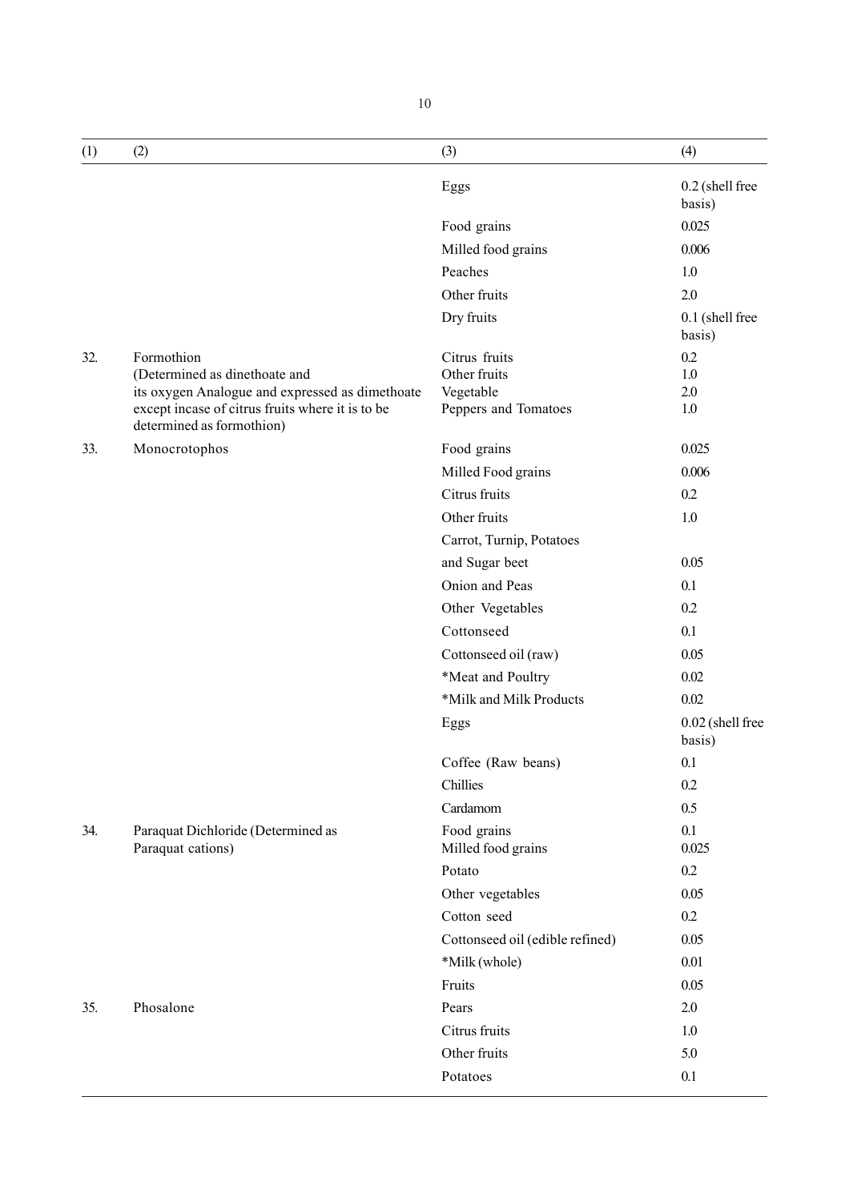| (1) | (2) | (3) | (4) |
|---|---|---|---|
| | | Eggs | 0.2 (shell free basis) |
| | | Food grains | 0.025 |
| | | Milled food grains | 0.006 |
| | | Peaches | 1.0 |
| | | Other fruits | 2.0 |
| | | Dry fruits | 0.1 (shell free basis) |
| 32. | Formothion (Determined as dinethoate and its oxygen Analogue and expressed as dimethoate except incase of citrus fruits where it is to be determined as formothion) | Citrus fruits | 0.2 |
| | | Other fruits | 1.0 |
| | | Vegetable | 2.0 |
| | | Peppers and Tomatoes | 1.0 |
| 33. | Monocrotophos | Food grains | 0.025 |
| | | Milled Food grains | 0.006 |
| | | Citrus fruits | 0.2 |
| | | Other fruits | 1.0 |
| | | Carrot, Turnip, Potatoes and Sugar beet | 0.05 |
| | | Onion and Peas | 0.1 |
| | | Other Vegetables | 0.2 |
| | | Cottonseed | 0.1 |
| | | Cottonseed oil (raw) | 0.05 |
| | | *Meat and Poultry | 0.02 |
| | | *Milk and Milk Products | 0.02 |
| | | Eggs | 0.02 (shell free basis) |
| | | Coffee (Raw beans) | 0.1 |
| | | Chillies | 0.2 |
| | | Cardamom | 0.5 |
| 34. | Paraquat Dichloride (Determined as Paraquat cations) | Food grains | 0.1 |
| | | Milled food grains | 0.025 |
| | | Potato | 0.2 |
| | | Other vegetables | 0.05 |
| | | Cotton seed | 0.2 |
| | | Cottonseed oil (edible refined) | 0.05 |
| | | *Milk (whole) | 0.01 |
| | | Fruits | 0.05 |
| 35. | Phosalone | Pears | 2.0 |
| | | Citrus fruits | 1.0 |
| | | Other fruits | 5.0 |
| | | Potatoes | 0.1 |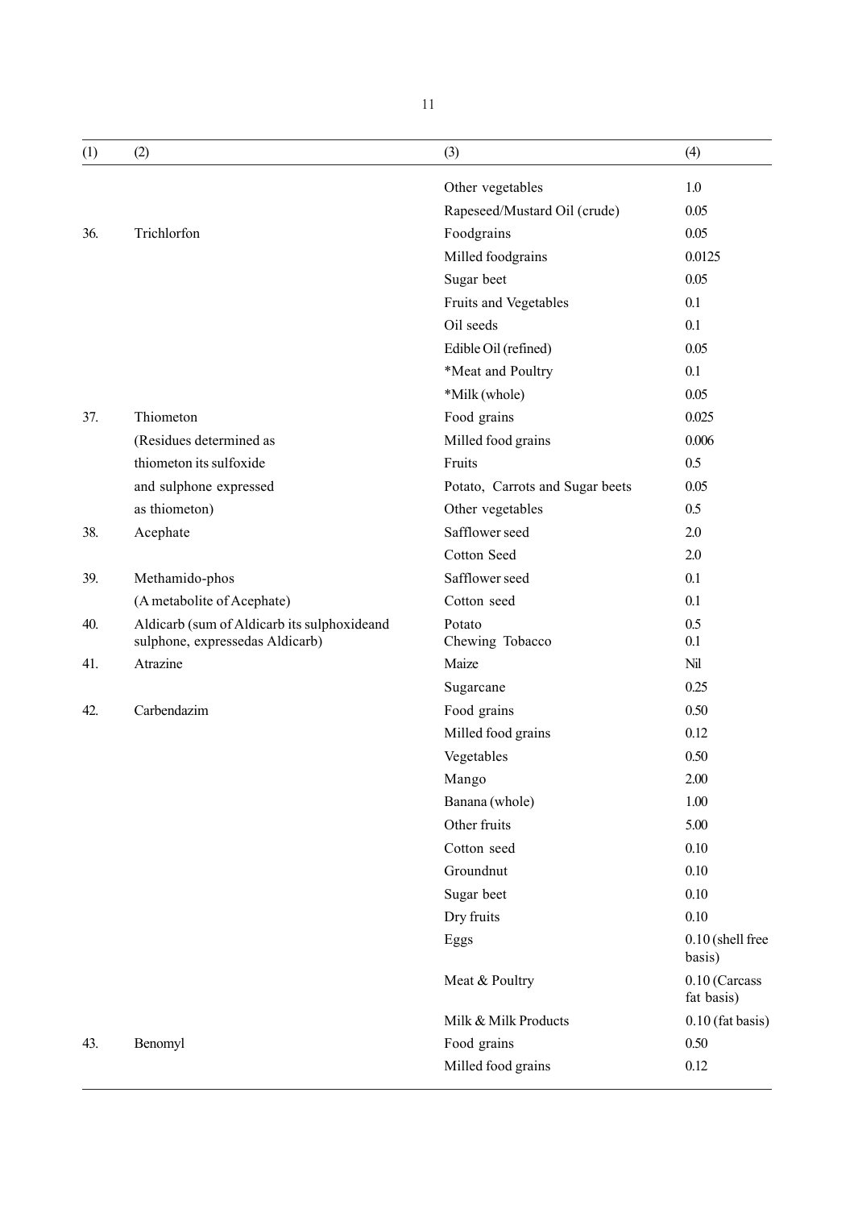| (1) | (2) | (3) | (4) |
|---|---|---|---|
| | | Other vegetables | 1.0 |
| | | Rapeseed/Mustard Oil (crude) | 0.05 |
| 36. | Trichlorfon | Foodgrains | 0.05 |
| | | Milled foodgrains | 0.0125 |
| | | Sugar beet | 0.05 |
| | | Fruits and Vegetables | 0.1 |
| | | Oil seeds | 0.1 |
| | | Edible Oil (refined) | 0.05 |
| | | *Meat and Poultry | 0.1 |
| | | *Milk (whole) | 0.05 |
| 37. | Thiometon | Food grains | 0.025 |
| | (Residues determined as | Milled food grains | 0.006 |
| | thiometon its sulfoxide | Fruits | 0.5 |
| | and sulphone expressed | Potato, Carrots and Sugar beets | 0.05 |
| | as thiometon) | Other vegetables | 0.5 |
| 38. | Acephate | Safflower seed | 2.0 |
| | | Cotton Seed | 2.0 |
| 39. | Methamido-phos | Safflower seed | 0.1 |
| | (A metabolite of Acephate) | Cotton seed | 0.1 |
| 40. | Aldicarb (sum of Aldicarb its sulphoxideand sulphone, expressedas Aldicarb) | Potato | 0.5 |
| | | Chewing Tobacco | 0.1 |
| 41. | Atrazine | Maize | Nil |
| | | Sugarcane | 0.25 |
| 42. | Carbendazim | Food grains | 0.50 |
| | | Milled food grains | 0.12 |
| | | Vegetables | 0.50 |
| | | Mango | 2.00 |
| | | Banana (whole) | 1.00 |
| | | Other fruits | 5.00 |
| | | Cotton seed | 0.10 |
| | | Groundnut | 0.10 |
| | | Sugar beet | 0.10 |
| | | Dry fruits | 0.10 |
| | | Eggs | 0.10 (shell free basis) |
| | | Meat & Poultry | 0.10 (Carcass fat basis) |
| | | Milk & Milk Products | 0.10 (fat basis) |
| 43. | Benomyl | Food grains | 0.50 |
| | | Milled food grains | 0.12 |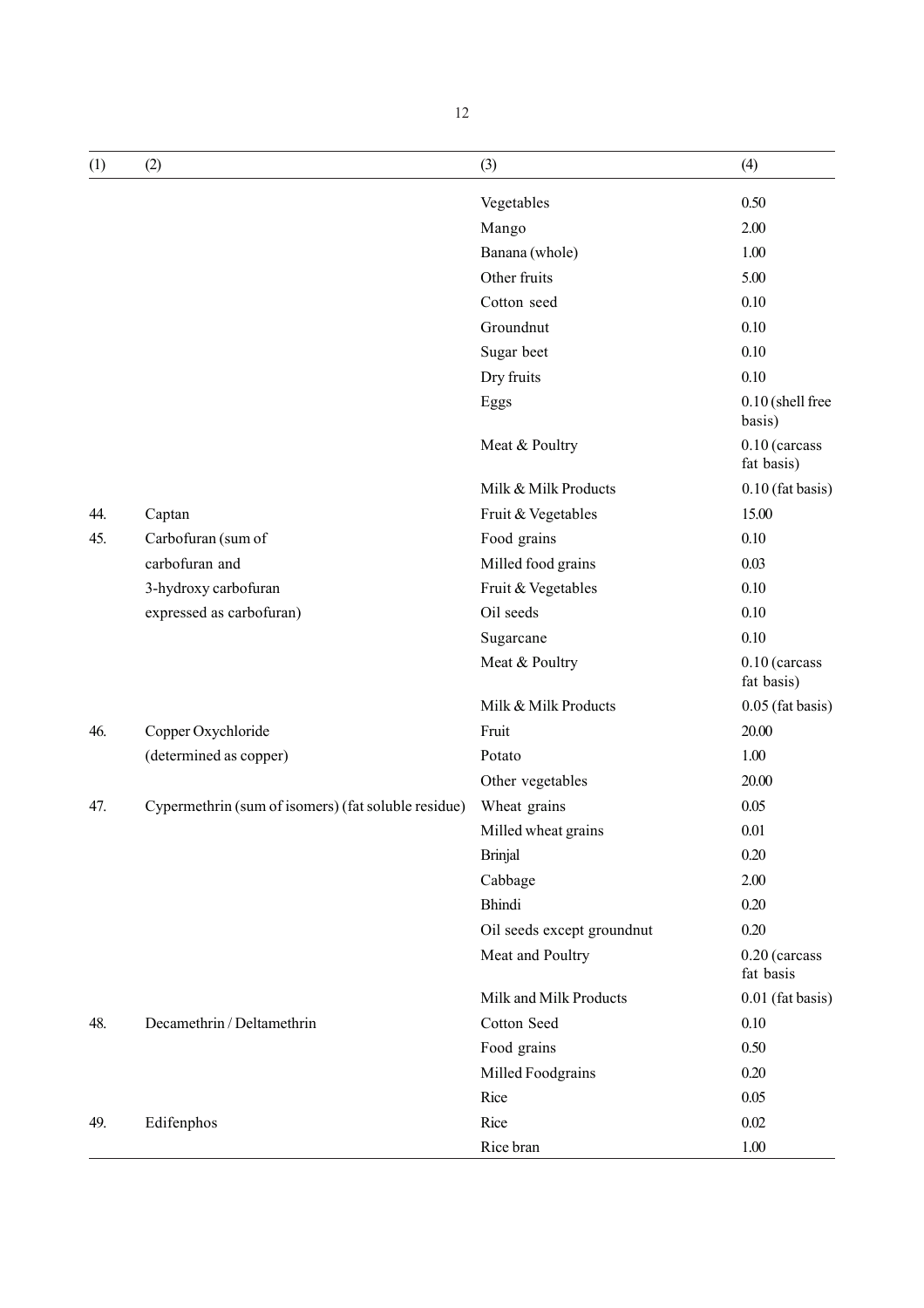| (1) | (2) | (3) | (4) |
|---|---|---|---|
| | | Vegetables | 0.50 |
| | | Mango | 2.00 |
| | | Banana (whole) | 1.00 |
| | | Other fruits | 5.00 |
| | | Cotton seed | 0.10 |
| | | Groundnut | 0.10 |
| | | Sugar beet | 0.10 |
| | | Dry fruits | 0.10 |
| | | Eggs | 0.10 (shell free basis) |
| | | Meat & Poultry | 0.10 (carcass fat basis) |
| | | Milk & Milk Products | 0.10 (fat basis) |
| 44. | Captan | Fruit & Vegetables | 15.00 |
| 45. | Carbofuran (sum of carbofuran and 3-hydroxy carbofuran expressed as carbofuran) | Food grains | 0.10 |
| | | Milled food grains | 0.03 |
| | | Fruit & Vegetables | 0.10 |
| | | Oil seeds | 0.10 |
| | | Sugarcane | 0.10 |
| | | Meat & Poultry | 0.10 (carcass fat basis) |
| | | Milk & Milk Products | 0.05 (fat basis) |
| 46. | Copper Oxychloride (determined as copper) | Fruit | 20.00 |
| | | Potato | 1.00 |
| | | Other vegetables | 20.00 |
| 47. | Cypermethrin (sum of isomers) (fat soluble residue) | Wheat grains | 0.05 |
| | | Milled wheat grains | 0.01 |
| | | Brinjal | 0.20 |
| | | Cabbage | 2.00 |
| | | Bhindi | 0.20 |
| | | Oil seeds except groundnut | 0.20 |
| | | Meat and Poultry | 0.20 (carcass fat basis |
| | | Milk and Milk Products | 0.01 (fat basis) |
| 48. | Decamethrin / Deltamethrin | Cotton Seed | 0.10 |
| | | Food grains | 0.50 |
| | | Milled Foodgrains | 0.20 |
| | | Rice | 0.05 |
| 49. | Edifenphos | Rice | 0.02 |
| | | Rice bran | 1.00 |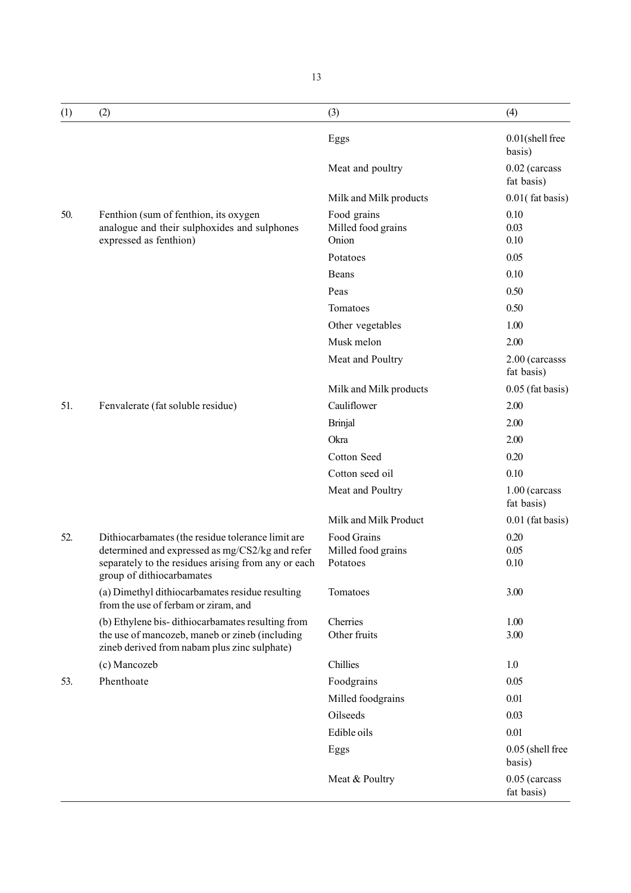| (1) | (2) | (3) | (4) |
|---|---|---|---|
| | | Eggs | 0.01(shell free basis) |
| | | Meat and poultry | 0.02 (carcass fat basis) |
| | | Milk and Milk products | 0.01( fat basis) |
| 50. | Fenthion (sum of fenthion, its oxygen analogue and their sulphoxides and sulphones expressed as fenthion) | Food grains<br>Milled food grains<br>Onion | 0.10<br>0.03<br>0.10 |
| | | Potatoes | 0.05 |
| | | Beans | 0.10 |
| | | Peas | 0.50 |
| | | Tomatoes | 0.50 |
| | | Other vegetables | 1.00 |
| | | Musk melon | 2.00 |
| | | Meat and Poultry | 2.00 (carcasss fat basis) |
| | | Milk and Milk products | 0.05 (fat basis) |
| 51. | Fenvalerate (fat soluble residue) | Cauliflower | 2.00 |
| | | Brinjal | 2.00 |
| | | Okra | 2.00 |
| | | Cotton Seed | 0.20 |
| | | Cotton seed oil | 0.10 |
| | | Meat and Poultry | 1.00 (carcass fat basis) |
| | | Milk and Milk Product | 0.01 (fat basis) |
| 52. | Dithiocarbamates (the residue tolerance limit are determined and expressed as mg/CS2/kg and refer separately to the residues arising from any or each group of dithiocarbamates | Food Grains<br>Milled food grains<br>Potatoes | 0.20<br>0.05<br>0.10 |
| | (a) Dimethyl dithiocarbamates residue resulting from the use of ferbam or ziram, and | Tomatoes | 3.00 |
| | (b) Ethylene bis- dithiocarbamates resulting from the use of mancozeb, maneb or zineb (including zineb derived from nabam plus zinc sulphate) | Cherries<br>Other fruits | 1.00<br>3.00 |
| | (c) Mancozeb | Chillies | 1.0 |
| 53. | Phenthoate | Foodgrains | 0.05 |
| | | Milled foodgrains | 0.01 |
| | | Oilseeds | 0.03 |
| | | Edible oils | 0.01 |
| | | Eggs | 0.05 (shell free basis) |
| | | Meat & Poultry | 0.05 (carcass fat basis) |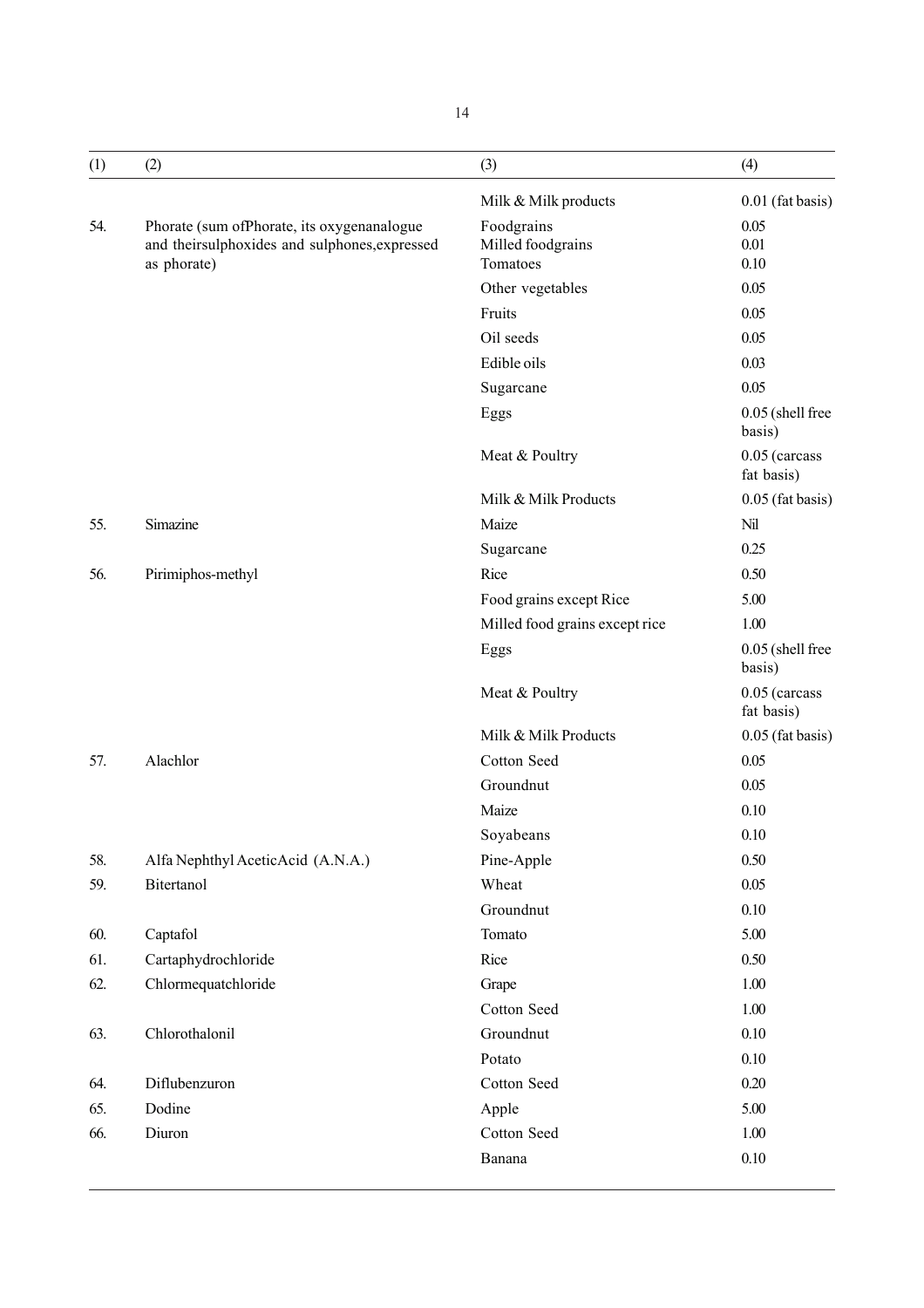| (1) | (2) | (3) | (4) |
|---|---|---|---|
| | | Milk & Milk products | 0.01 (fat basis) |
| 54. | Phorate (sum ofPhorate, its oxygenanalogue and theirsulphoxides and sulphones,expressed as phorate) | Foodgrains | 0.05 |
| | | Milled foodgrains | 0.01 |
| | | Tomatoes | 0.10 |
| | | Other vegetables | 0.05 |
| | | Fruits | 0.05 |
| | | Oil seeds | 0.05 |
| | | Edible oils | 0.03 |
| | | Sugarcane | 0.05 |
| | | Eggs | 0.05 (shell free basis) |
| | | Meat & Poultry | 0.05 (carcass fat basis) |
| | | Milk & Milk Products | 0.05 (fat basis) |
| 55. | Simazine | Maize | Nil |
| | | Sugarcane | 0.25 |
| 56. | Pirimiphos-methyl | Rice | 0.50 |
| | | Food grains except Rice | 5.00 |
| | | Milled food grains except rice | 1.00 |
| | | Eggs | 0.05 (shell free basis) |
| | | Meat & Poultry | 0.05 (carcass fat basis) |
| | | Milk & Milk Products | 0.05 (fat basis) |
| 57. | Alachlor | Cotton Seed | 0.05 |
| | | Groundnut | 0.05 |
| | | Maize | 0.10 |
| | | Soyabeans | 0.10 |
| 58. | Alfa Nephthyl AceticAcid (A.N.A.) | Pine-Apple | 0.50 |
| 59. | Bitertanol | Wheat | 0.05 |
| | | Groundnut | 0.10 |
| 60. | Captafol | Tomato | 5.00 |
| 61. | Cartaphydrochloride | Rice | 0.50 |
| 62. | Chlormequatchloride | Grape | 1.00 |
| | | Cotton Seed | 1.00 |
| 63. | Chlorothalonil | Groundnut | 0.10 |
| | | Potato | 0.10 |
| 64. | Diflubenzuron | Cotton Seed | 0.20 |
| 65. | Dodine | Apple | 5.00 |
| 66. | Diuron | Cotton Seed | 1.00 |
| | | Banana | 0.10 |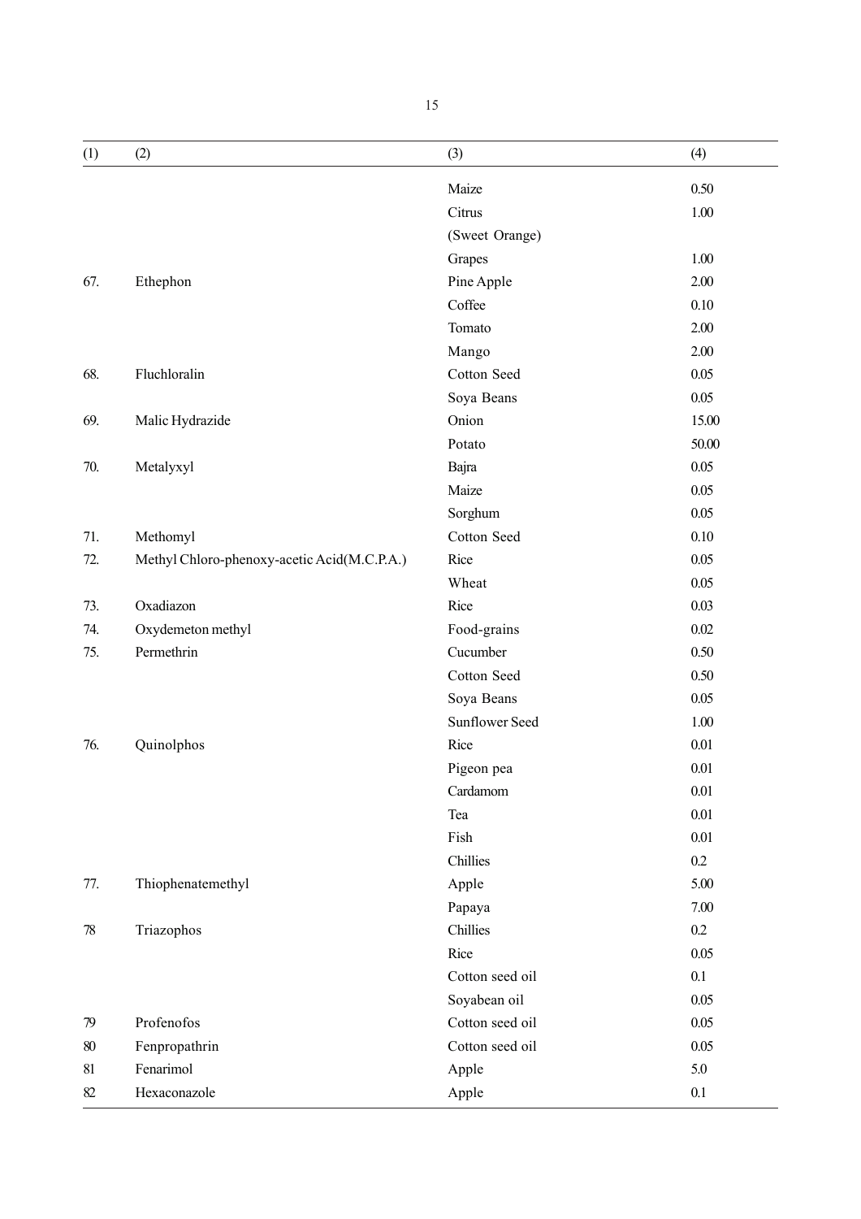| (1) | (2) | (3) | (4) |
|---|---|---|---|
| | | Maize | 0.50 |
| | | Citrus | 1.00 |
| | | (Sweet Orange) | |
| | | Grapes | 1.00 |
| 67. | Ethephon | Pine Apple | 2.00 |
| | | Coffee | 0.10 |
| | | Tomato | 2.00 |
| | | Mango | 2.00 |
| 68. | Fluchloralin | Cotton Seed | 0.05 |
| | | Soya Beans | 0.05 |
| 69. | Malic Hydrazide | Onion | 15.00 |
| | | Potato | 50.00 |
| 70. | Metalyxyl | Bajra | 0.05 |
| | | Maize | 0.05 |
| | | Sorghum | 0.05 |
| 71. | Methomyl | Cotton Seed | 0.10 |
| 72. | Methyl Chloro-phenoxy-acetic Acid(M.C.P.A.) | Rice | 0.05 |
| | | Wheat | 0.05 |
| 73. | Oxadiazon | Rice | 0.03 |
| 74. | Oxydemeton methyl | Food-grains | 0.02 |
| 75. | Permethrin | Cucumber | 0.50 |
| | | Cotton Seed | 0.50 |
| | | Soya Beans | 0.05 |
| | | Sunflower Seed | 1.00 |
| 76. | Quinolphos | Rice | 0.01 |
| | | Pigeon pea | 0.01 |
| | | Cardamom | 0.01 |
| | | Tea | 0.01 |
| | | Fish | 0.01 |
| | | Chillies | 0.2 |
| 77. | Thiophenatemethyl | Apple | 5.00 |
| | | Papaya | 7.00 |
| 78 | Triazophos | Chillies | 0.2 |
| | | Rice | 0.05 |
| | | Cotton seed oil | 0.1 |
| | | Soyabean oil | 0.05 |
| 79 | Profenofos | Cotton seed oil | 0.05 |
| 80 | Fenpropathrin | Cotton seed oil | 0.05 |
| 81 | Fenarimol | Apple | 5.0 |
| 82 | Hexaconazole | Apple | 0.1 |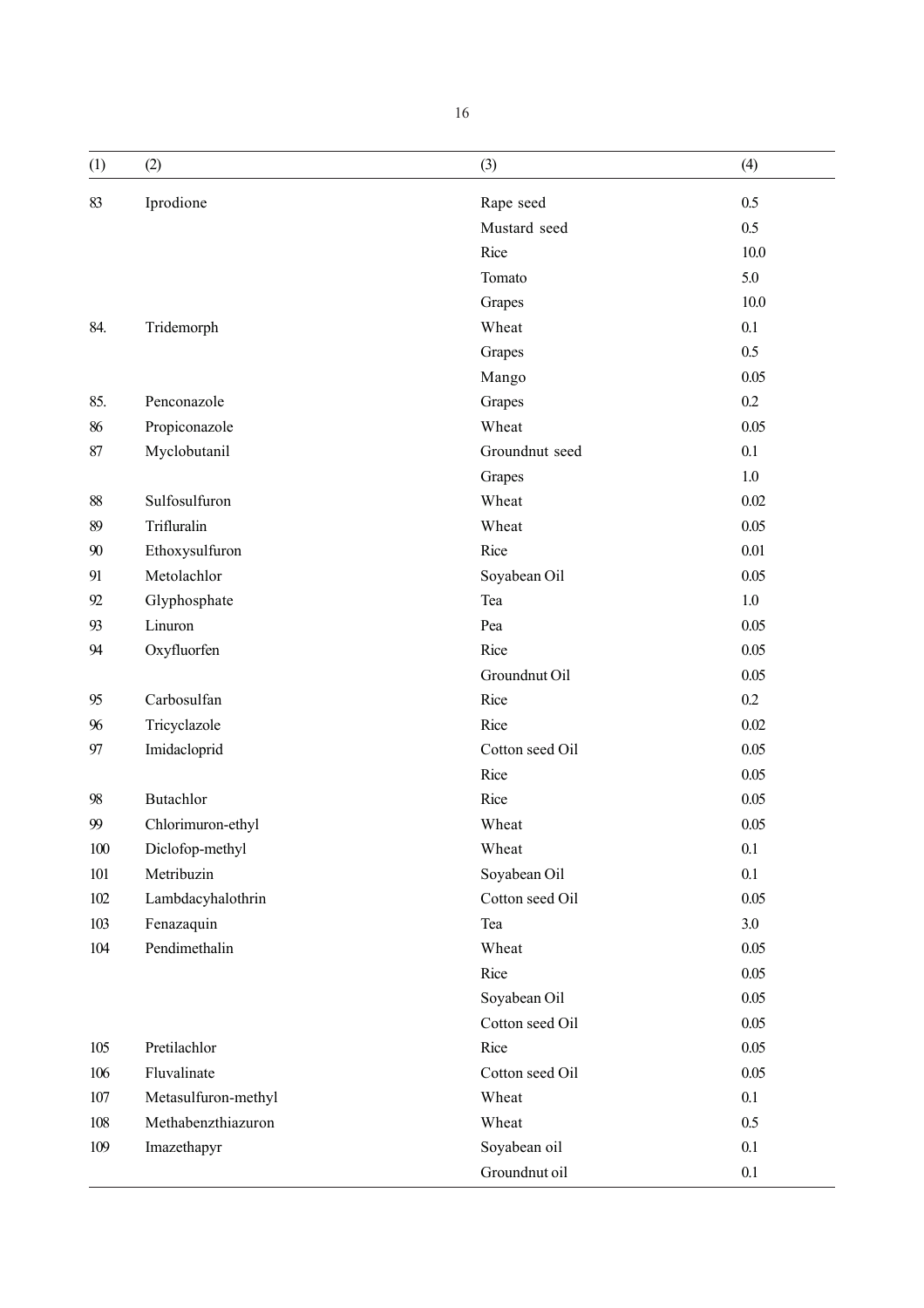| (1) | (2) | (3) | (4) |
|---|---|---|---|
| 83 | Iprodione | Rape seed | 0.5 |
| | | Mustard seed | 0.5 |
| | | Rice | 10.0 |
| | | Tomato | 5.0 |
| | | Grapes | 10.0 |
| 84. | Tridemorph | Wheat | 0.1 |
| | | Grapes | 0.5 |
| | | Mango | 0.05 |
| 85. | Penconazole | Grapes | 0.2 |
| 86 | Propiconazole | Wheat | 0.05 |
| 87 | Myclobutanil | Groundnut seed | 0.1 |
| | | Grapes | 1.0 |
| 88 | Sulfosulfuron | Wheat | 0.02 |
| 89 | Trifluralin | Wheat | 0.05 |
| 90 | Ethoxysulfuron | Rice | 0.01 |
| 91 | Metolachlor | Soyabean Oil | 0.05 |
| 92 | Glyphosphate | Tea | 1.0 |
| 93 | Linuron | Pea | 0.05 |
| 94 | Oxyfluorfen | Rice | 0.05 |
| | | Groundnut Oil | 0.05 |
| 95 | Carbosulfan | Rice | 0.2 |
| 96 | Tricyclazole | Rice | 0.02 |
| 97 | Imidacloprid | Cotton seed Oil | 0.05 |
| | | Rice | 0.05 |
| 98 | Butachlor | Rice | 0.05 |
| 99 | Chlorimuron-ethyl | Wheat | 0.05 |
| 100 | Diclofop-methyl | Wheat | 0.1 |
| 101 | Metribuzin | Soyabean Oil | 0.1 |
| 102 | Lambdacyhalothrin | Cotton seed Oil | 0.05 |
| 103 | Fenazaquin | Tea | 3.0 |
| 104 | Pendimethalin | Wheat | 0.05 |
| | | Rice | 0.05 |
| | | Soyabean Oil | 0.05 |
| | | Cotton seed Oil | 0.05 |
| 105 | Pretilachlor | Rice | 0.05 |
| 106 | Fluvalinate | Cotton seed Oil | 0.05 |
| 107 | Metasulfuron-methyl | Wheat | 0.1 |
| 108 | Methabenzthiazuron | Wheat | 0.5 |
| 109 | Imazethapyr | Soyabean oil | 0.1 |
| | | Groundnut oil | 0.1 |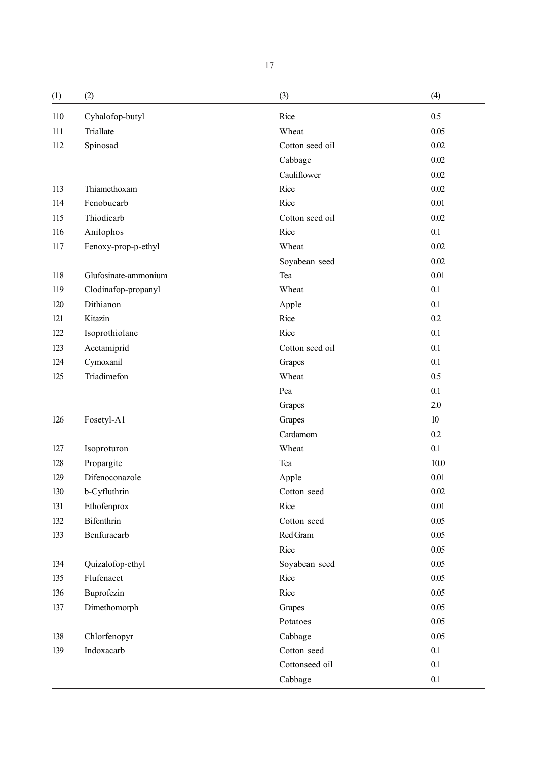| (1) | (2) | (3) | (4) |
|---|---|---|---|
| 110 | Cyhalofop-butyl | Rice | 0.5 |
| 111 | Triallate | Wheat | 0.05 |
| 112 | Spinosad | Cotton seed oil | 0.02 |
| | | Cabbage | 0.02 |
| | | Cauliflower | 0.02 |
| 113 | Thiamethoxam | Rice | 0.02 |
| 114 | Fenobucarb | Rice | 0.01 |
| 115 | Thiodicarb | Cotton seed oil | 0.02 |
| 116 | Anilophos | Rice | 0.1 |
| 117 | Fenoxy-prop-p-ethyl | Wheat | 0.02 |
| | | Soyabean seed | 0.02 |
| 118 | Glufosinate-ammonium | Tea | 0.01 |
| 119 | Clodinafop-propanyl | Wheat | 0.1 |
| 120 | Dithianon | Apple | 0.1 |
| 121 | Kitazin | Rice | 0.2 |
| 122 | Isoprothiolane | Rice | 0.1 |
| 123 | Acetamiprid | Cotton seed oil | 0.1 |
| 124 | Cymoxanil | Grapes | 0.1 |
| 125 | Triadimefon | Wheat | 0.5 |
| | | Pea | 0.1 |
| | | Grapes | 2.0 |
| 126 | Fosetyl-A1 | Grapes | 10 |
| | | Cardamom | 0.2 |
| 127 | Isoproturon | Wheat | 0.1 |
| 128 | Propargite | Tea | 10.0 |
| 129 | Difenoconazole | Apple | 0.01 |
| 130 | b-Cyfluthrin | Cotton seed | 0.02 |
| 131 | Ethofenprox | Rice | 0.01 |
| 132 | Bifenthrin | Cotton seed | 0.05 |
| 133 | Benfuracarb | Red Gram | 0.05 |
| | | Rice | 0.05 |
| 134 | Quizalofop-ethyl | Soyabean seed | 0.05 |
| 135 | Flufenacet | Rice | 0.05 |
| 136 | Buprofezin | Rice | 0.05 |
| 137 | Dimethomorph | Grapes | 0.05 |
| | | Potatoes | 0.05 |
| 138 | Chlorfenopyr | Cabbage | 0.05 |
| 139 | Indoxacarb | Cotton seed | 0.1 |
| | | Cottonseed oil | 0.1 |
| | | Cabbage | 0.1 |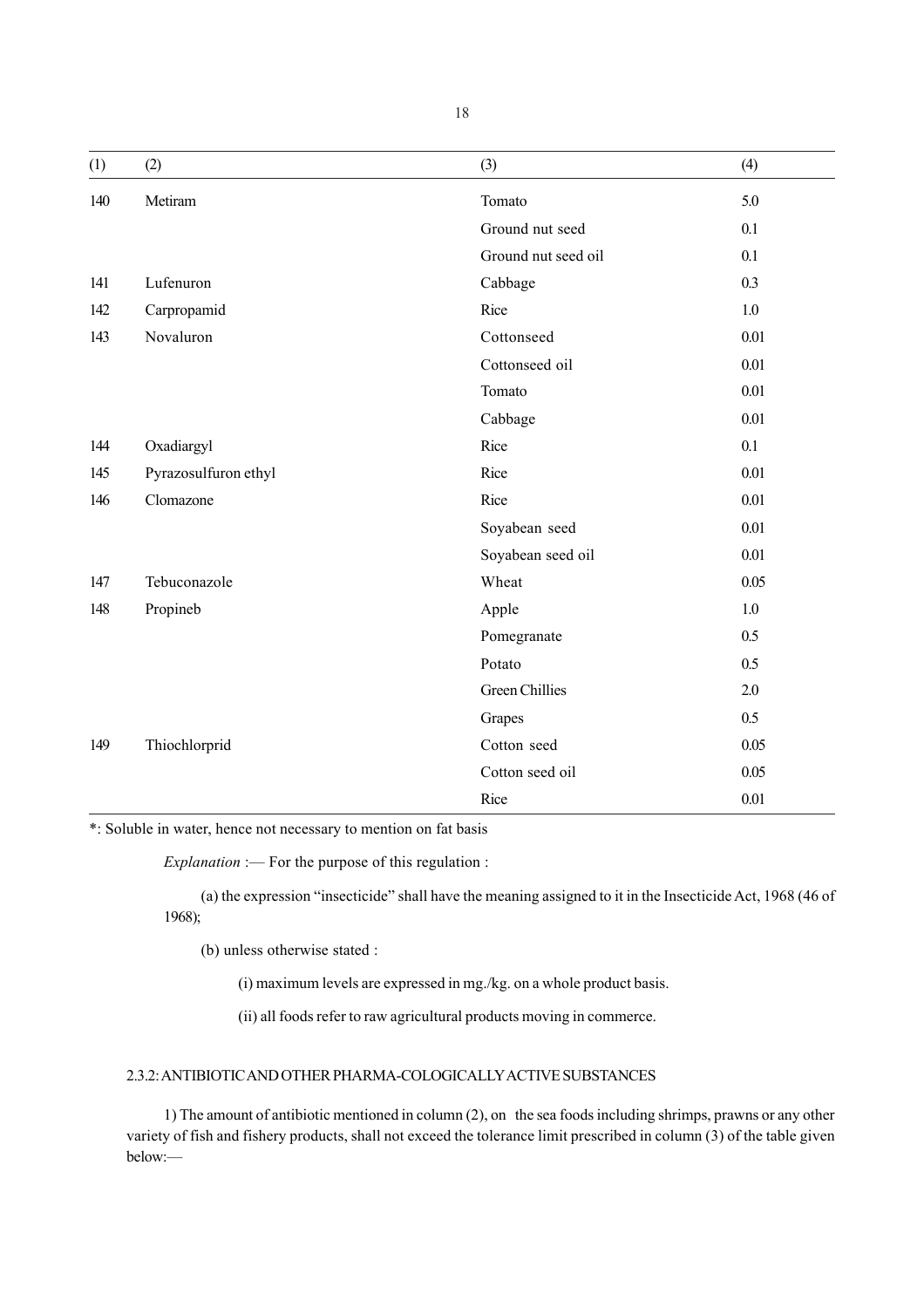| (1) | (2) | (3) | (4) |
|---|---|---|---|
| 140 | Metiram | Tomato | 5.0 |
| | | Ground nut seed | 0.1 |
| | | Ground nut seed oil | 0.1 |
| 141 | Lufenuron | Cabbage | 0.3 |
| 142 | Carpropamid | Rice | 1.0 |
| 143 | Novaluron | Cottonseed | 0.01 |
| | | Cottonseed oil | 0.01 |
| | | Tomato | 0.01 |
| | | Cabbage | 0.01 |
| 144 | Oxadiargyl | Rice | 0.1 |
| 145 | Pyrazosulfuron ethyl | Rice | 0.01 |
| 146 | Clomazone | Rice | 0.01 |
| | | Soyabean seed | 0.01 |
| | | Soyabean seed oil | 0.01 |
| 147 | Tebuconazole | Wheat | 0.05 |
| 148 | Propineb | Apple | 1.0 |
| | | Pomegranate | 0.5 |
| | | Potato | 0.5 |
| | | Green Chillies | 2.0 |
| | | Grapes | 0.5 |
| 149 | Thiochlorprid | Cotton seed | 0.05 |
| | | Cotton seed oil | 0.05 |
| | | Rice | 0.01 |

*: Soluble in water, hence not necessary to mention on fat basis

*Explanation* :— For the purpose of this regulation :

(a) the expression "insecticide" shall have the meaning assigned to it in the Insecticide Act, 1968 (46 of 1968);

(b) unless otherwise stated :

(i) maximum levels are expressed in mg./kg. on a whole product basis.

(ii) all foods refer to raw agricultural products moving in commerce.

### 2.3.2: ANTIBIOTIC AND OTHER PHARMA-COLOGICALLY ACTIVE SUBSTANCES

1) The amount of antibiotic mentioned in column (2), on the sea foods including shrimps, prawns or any other variety of fish and fishery products, shall not exceed the tolerance limit prescribed in column (3) of the table given below:—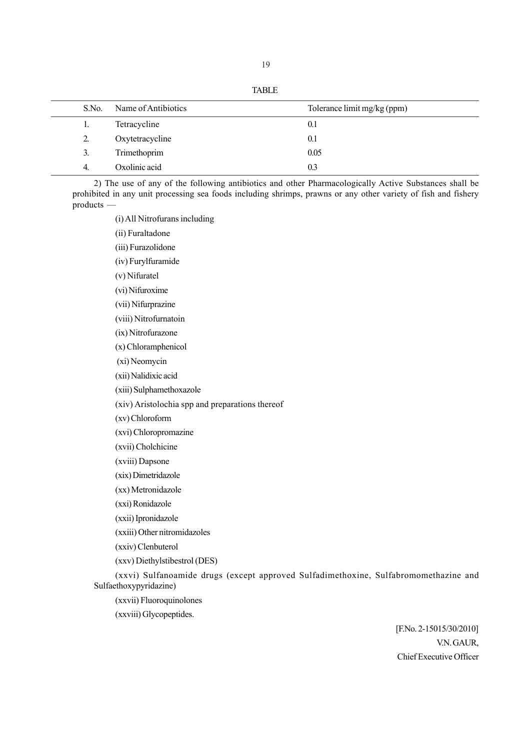TABLE

| S.No. | Name of Antibiotics | Tolerance limit mg/kg (ppm) |
|---|---|---|
| 1. | Tetracycline | 0.1 |
| 2. | Oxytetracycline | 0.1 |
| 3. | Trimethoprim | 0.05 |
| 4. | Oxolinic acid | 0.3 |

2) The use of any of the following antibiotics and other Pharmacologically Active Substances shall be prohibited in any unit processing sea foods including shrimps, prawns or any other variety of fish and fishery products —

(i) All Nitrofurans including

(ii) Furaltadone

(iii) Furazolidone

(iv) Furylfuramide

(v) Nifuratel

(vi) Nifuroxime

(vii) Nifurprazine

(viii) Nitrofurnatoin

(ix) Nitrofurazone

(x) Chloramphenicol

(xi) Neomycin

(xii) Nalidixic acid

(xiii) Sulphamethoxazole

(xiv) Aristolochia spp and preparations thereof

(xv) Chloroform

(xvi) Chloropromazine

(xvii) Cholchicine

(xviii) Dapsone

(xix) Dimetridazole

(xx) Metronidazole

(xxi) Ronidazole

(xxii) Ipronidazole

(xxiii) Other nitromidazoles

(xxiv) Clenbuterol

(xxv) Diethylstibestrol (DES)

(xxvi) Sulfanoamide drugs (except approved Sulfadimethoxine, Sulfabromomethazine and Sulfaethoxypyridazine)

(xxvii) Fluoroquinolones

(xxviii) Glycopeptides.

[F.No. 2-15015/30/2010]

V.N. GAUR,

Chief Executive Officer